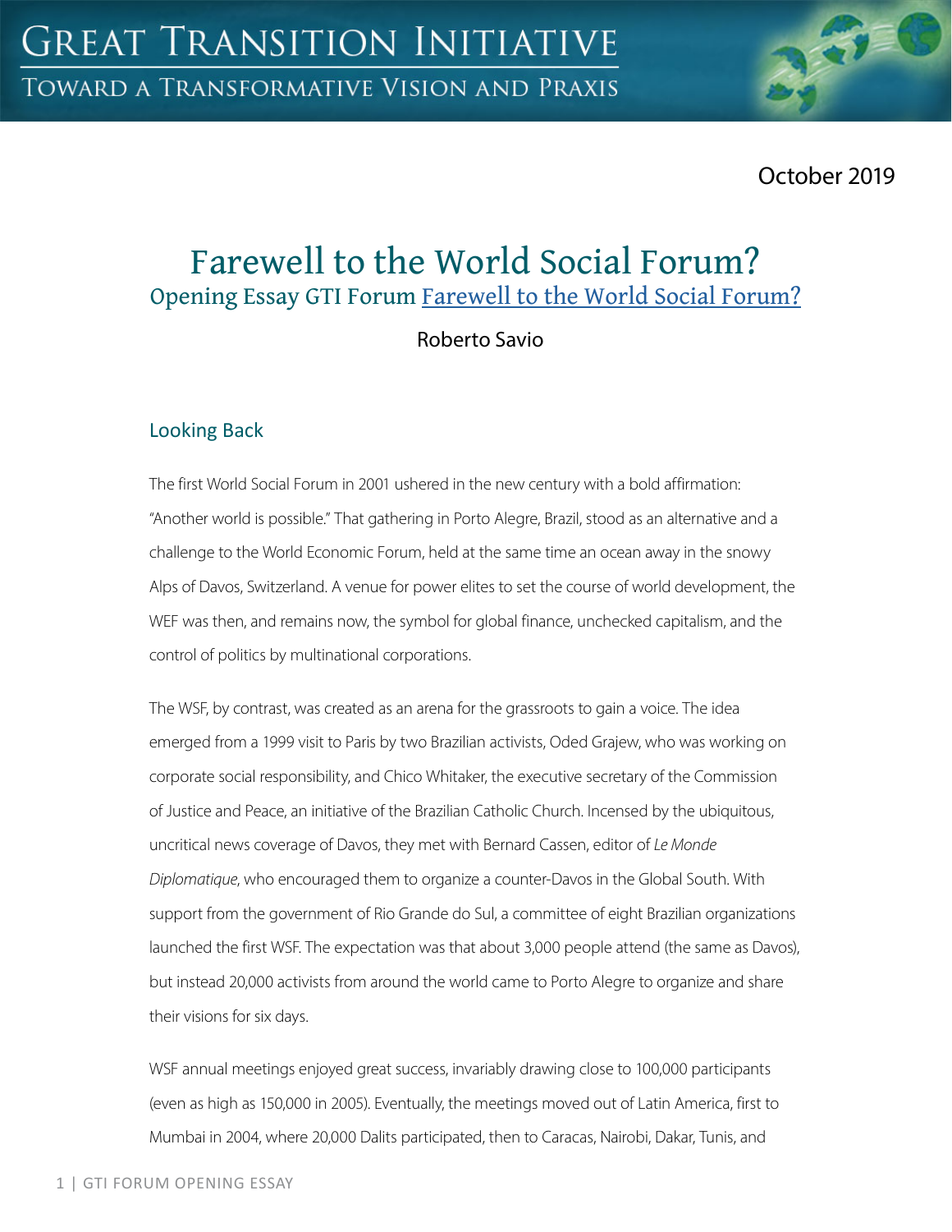October 2019

# Farewell to the World Social Forum?

## Opening Essay GTI Forum Farewell to the World Social Forum?

Roberto Savio

### Looking Back

The first World Social Forum in 2001 ushered in the new century with a bold affirmation: "Another world is possible." That gathering in Porto Alegre, Brazil, stood as an alternative and a challenge to the World Economic Forum, held at the same time an ocean away in the snowy Alps of Davos, Switzerland. A venue for power elites to set the course of world development, the WEF was then, and remains now, the symbol for global finance, unchecked capitalism, and the control of politics by multinational corporations.

The WSF, by contrast, was created as an arena for the grassroots to gain a voice. The idea emerged from a 1999 visit to Paris by two Brazilian activists, Oded Grajew, who was working on corporate social responsibility, and Chico Whitaker, the executive secretary of the Commission of Justice and Peace, an initiative of the Brazilian Catholic Church. Incensed by the ubiquitous, uncritical news coverage of Davos, they met with Bernard Cassen, editor of *Le Monde Diplomatique*, who encouraged them to organize a counter-Davos in the Global South. With support from the government of Rio Grande do Sul, a committee of eight Brazilian organizations launched the first WSF. The expectation was that about 3,000 people attend (the same as Davos), but instead 20,000 activists from around the world came to Porto Alegre to organize and share their visions for six days.

WSF annual meetings enjoyed great success, invariably drawing close to 100,000 participants (even as high as 150,000 in 2005). Eventually, the meetings moved out of Latin America, first to Mumbai in 2004, where 20,000 Dalits participated, then to Caracas, Nairobi, Dakar, Tunis, and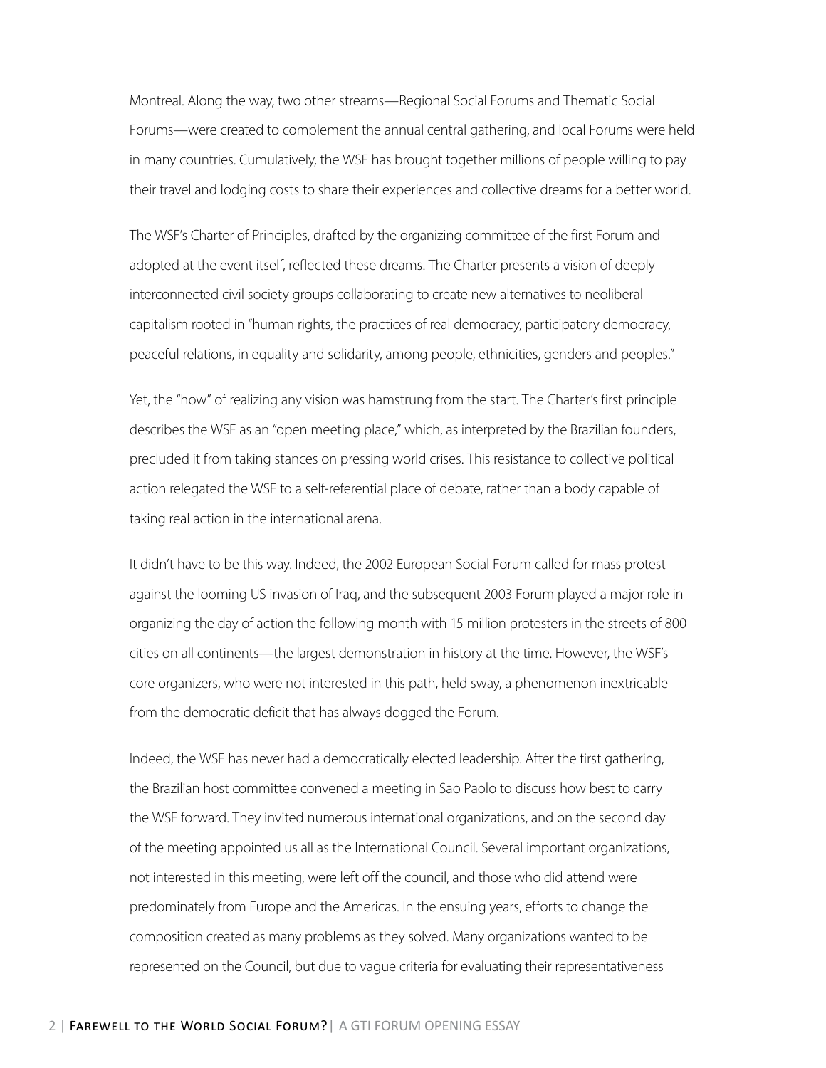Montreal. Along the way, two other streams—Regional Social Forums and Thematic Social Forums—were created to complement the annual central gathering, and local Forums were held in many countries. Cumulatively, the WSF has brought together millions of people willing to pay their travel and lodging costs to share their experiences and collective dreams for a better world.

The WSF's Charter of Principles, drafted by the organizing committee of the first Forum and adopted at the event itself, reflected these dreams. The Charter presents a vision of deeply interconnected civil society groups collaborating to create new alternatives to neoliberal capitalism rooted in "human rights, the practices of real democracy, participatory democracy, peaceful relations, in equality and solidarity, among people, ethnicities, genders and peoples."

Yet, the "how" of realizing any vision was hamstrung from the start. The Charter's first principle describes the WSF as an "open meeting place," which, as interpreted by the Brazilian founders, precluded it from taking stances on pressing world crises. This resistance to collective political action relegated the WSF to a self-referential place of debate, rather than a body capable of taking real action in the international arena.

It didn't have to be this way. Indeed, the 2002 European Social Forum called for mass protest against the looming US invasion of Iraq, and the subsequent 2003 Forum played a major role in organizing the day of action the following month with 15 million protesters in the streets of 800 cities on all continents—the largest demonstration in history at the time. However, the WSF's core organizers, who were not interested in this path, held sway, a phenomenon inextricable from the democratic deficit that has always dogged the Forum.

Indeed, the WSF has never had a democratically elected leadership. After the first gathering, the Brazilian host committee convened a meeting in Sao Paolo to discuss how best to carry the WSF forward. They invited numerous international organizations, and on the second day of the meeting appointed us all as the International Council. Several important organizations, not interested in this meeting, were left off the council, and those who did attend were predominately from Europe and the Americas. In the ensuing years, efforts to change the composition created as many problems as they solved. Many organizations wanted to be represented on the Council, but due to vague criteria for evaluating their representativeness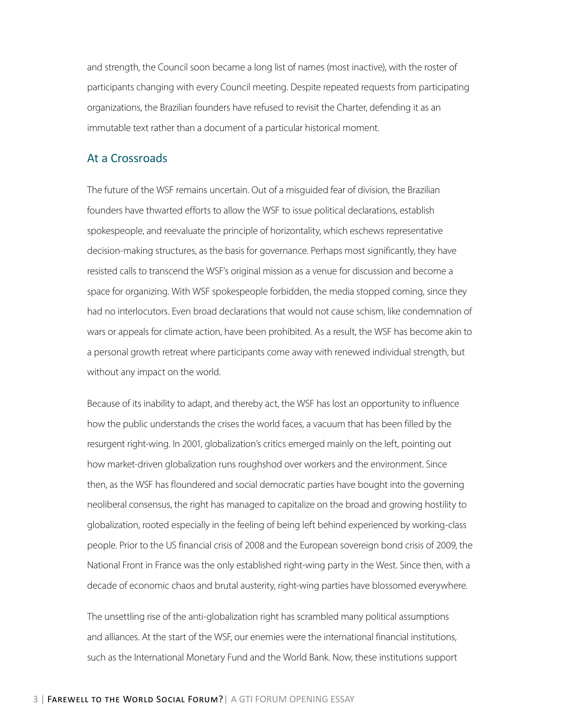and strength, the Council soon became a long list of names (most inactive), with the roster of participants changing with every Council meeting. Despite repeated requests from participating organizations, the Brazilian founders have refused to revisit the Charter, defending it as an immutable text rather than a document of a particular historical moment.

## At a Crossroads

The future of the WSF remains uncertain. Out of a misguided fear of division, the Brazilian founders have thwarted efforts to allow the WSF to issue political declarations, establish spokespeople, and reevaluate the principle of horizontality, which eschews representative decision-making structures, as the basis for governance. Perhaps most significantly, they have resisted calls to transcend the WSF's original mission as a venue for discussion and become a space for organizing. With WSF spokespeople forbidden, the media stopped coming, since they had no interlocutors. Even broad declarations that would not cause schism, like condemnation of wars or appeals for climate action, have been prohibited. As a result, the WSF has become akin to a personal growth retreat where participants come away with renewed individual strength, but without any impact on the world.

Because of its inability to adapt, and thereby act, the WSF has lost an opportunity to influence how the public understands the crises the world faces, a vacuum that has been filled by the resurgent right-wing. In 2001, globalization's critics emerged mainly on the left, pointing out how market-driven globalization runs roughshod over workers and the environment. Since then, as the WSF has floundered and social democratic parties have bought into the governing neoliberal consensus, the right has managed to capitalize on the broad and growing hostility to globalization, rooted especially in the feeling of being left behind experienced by working-class people. Prior to the US financial crisis of 2008 and the European sovereign bond crisis of 2009, the National Front in France was the only established right-wing party in the West. Since then, with a decade of economic chaos and brutal austerity, right-wing parties have blossomed everywhere.

The unsettling rise of the anti-globalization right has scrambled many political assumptions and alliances. At the start of the WSF, our enemies were the international financial institutions, such as the International Monetary Fund and the World Bank. Now, these institutions support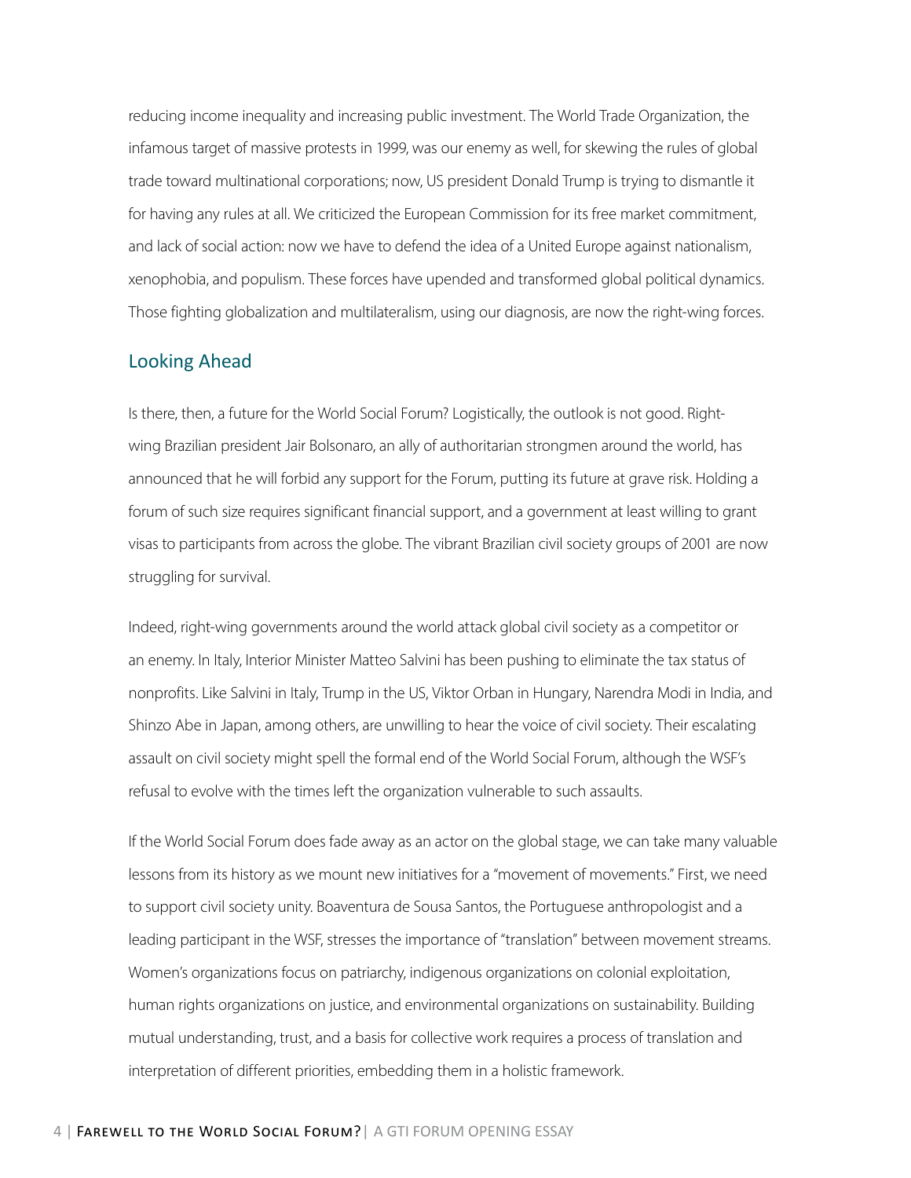reducing income inequality and increasing public investment. The World Trade Organization, the infamous target of massive protests in 1999, was our enemy as well, for skewing the rules of global trade toward multinational corporations; now, US president Donald Trump is trying to dismantle it for having any rules at all. We criticized the European Commission for its free market commitment, and lack of social action: now we have to defend the idea of a United Europe against nationalism, xenophobia, and populism. These forces have upended and transformed global political dynamics. Those fighting globalization and multilateralism, using our diagnosis, are now the right-wing forces.

## Looking Ahead

Is there, then, a future for the World Social Forum? Logistically, the outlook is not good. Right-wing Brazilian president Jair Bolsonaro, an ally of authoritarian strongmen around the world, has announced that he will forbid any support for the Forum, putting its future at grave risk. Holding a forum of such size requires significant financial support, and a government at least willing to grant visas to participants from across the globe. The vibrant Brazilian civil society groups of 2001 are now struggling for survival.

Indeed, right-wing governments around the world attack global civil society as a competitor or an enemy. In Italy, Interior Minister Matteo Salvini has been pushing to eliminate the tax status of nonprofits. Like Salvini in Italy, Trump in the US, Viktor Orban in Hungary, Narendra Modi in India, and Shinzo Abe in Japan, among others, are unwilling to hear the voice of civil society. Their escalating assault on civil society might spell the formal end of the World Social Forum, although the WSF's refusal to evolve with the times left the organization vulnerable to such assaults.

If the World Social Forum does fade away as an actor on the global stage, we can take many valuable lessons from its history as we mount new initiatives for a "movement of movements." First, we need to support civil society unity. Boaventura de Sousa Santos, the Portuguese anthropologist and a leading participant in the WSF, stresses the importance of "translation" between movement streams. Women's organizations focus on patriarchy, indigenous organizations on colonial exploitation, human rights organizations on justice, and environmental organizations on sustainability. Building mutual understanding, trust, and a basis for collective work requires a process of translation and interpretation of different priorities, embedding them in a holistic framework.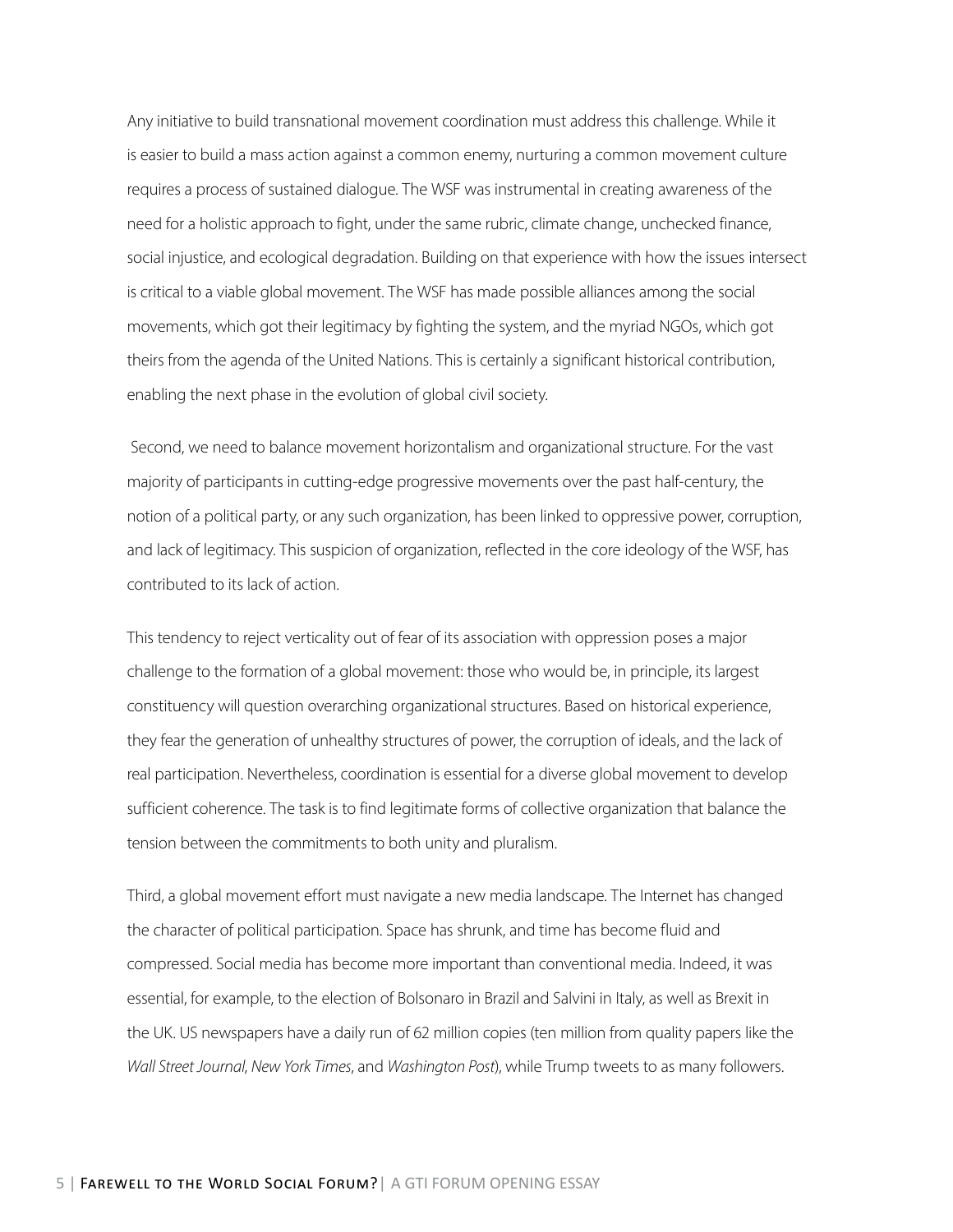Any initiative to build transnational movement coordination must address this challenge. While it is easier to build a mass action against a common enemy, nurturing a common movement culture requires a process of sustained dialogue. The WSF was instrumental in creating awareness of the need for a holistic approach to fight, under the same rubric, climate change, unchecked finance, social injustice, and ecological degradation. Building on that experience with how the issues intersect is critical to a viable global movement. The WSF has made possible alliances among the social movements, which got their legitimacy by fighting the system, and the myriad NGOs, which got theirs from the agenda of the United Nations. This is certainly a significant historical contribution, enabling the next phase in the evolution of global civil society.

Second, we need to balance movement horizontalism and organizational structure. For the vast majority of participants in cutting-edge progressive movements over the past half-century, the notion of a political party, or any such organization, has been linked to oppressive power, corruption, and lack of legitimacy. This suspicion of organization, reflected in the core ideology of the WSF, has contributed to its lack of action.

This tendency to reject verticality out of fear of its association with oppression poses a major challenge to the formation of a global movement: those who would be, in principle, its largest constituency will question overarching organizational structures. Based on historical experience, they fear the generation of unhealthy structures of power, the corruption of ideals, and the lack of real participation. Nevertheless, coordination is essential for a diverse global movement to develop sufficient coherence. The task is to find legitimate forms of collective organization that balance the tension between the commitments to both unity and pluralism.

Third, a global movement effort must navigate a new media landscape. The Internet has changed the character of political participation. Space has shrunk, and time has become fluid and compressed. Social media has become more important than conventional media. Indeed, it was essential, for example, to the election of Bolsonaro in Brazil and Salvini in Italy, as well as Brexit in the UK. US newspapers have a daily run of 62 million copies (ten million from quality papers like the *Wall Street Journal*, *New York Times*, and *Washington Post*), while Trump tweets to as many followers.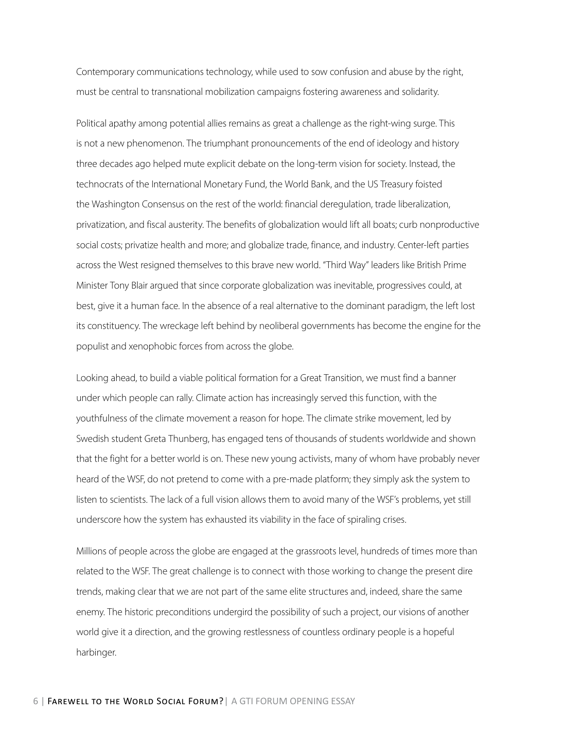Contemporary communications technology, while used to sow confusion and abuse by the right, must be central to transnational mobilization campaigns fostering awareness and solidarity.

Political apathy among potential allies remains as great a challenge as the right-wing surge. This is not a new phenomenon. The triumphant pronouncements of the end of ideology and history three decades ago helped mute explicit debate on the long-term vision for society. Instead, the technocrats of the International Monetary Fund, the World Bank, and the US Treasury foisted the Washington Consensus on the rest of the world: financial deregulation, trade liberalization, privatization, and fiscal austerity. The benefits of globalization would lift all boats; curb nonproductive social costs; privatize health and more; and globalize trade, finance, and industry. Center-left parties across the West resigned themselves to this brave new world. "Third Way" leaders like British Prime Minister Tony Blair argued that since corporate globalization was inevitable, progressives could, at best, give it a human face. In the absence of a real alternative to the dominant paradigm, the left lost its constituency. The wreckage left behind by neoliberal governments has become the engine for the populist and xenophobic forces from across the globe.

Looking ahead, to build a viable political formation for a Great Transition, we must find a banner under which people can rally. Climate action has increasingly served this function, with the youthfulness of the climate movement a reason for hope. The climate strike movement, led by Swedish student Greta Thunberg, has engaged tens of thousands of students worldwide and shown that the fight for a better world is on. These new young activists, many of whom have probably never heard of the WSF, do not pretend to come with a pre-made platform; they simply ask the system to listen to scientists. The lack of a full vision allows them to avoid many of the WSF's problems, yet still underscore how the system has exhausted its viability in the face of spiraling crises.

Millions of people across the globe are engaged at the grassroots level, hundreds of times more than related to the WSF. The great challenge is to connect with those working to change the present dire trends, making clear that we are not part of the same elite structures and, indeed, share the same enemy. The historic preconditions undergird the possibility of such a project, our visions of another world give it a direction, and the growing restlessness of countless ordinary people is a hopeful harbinger.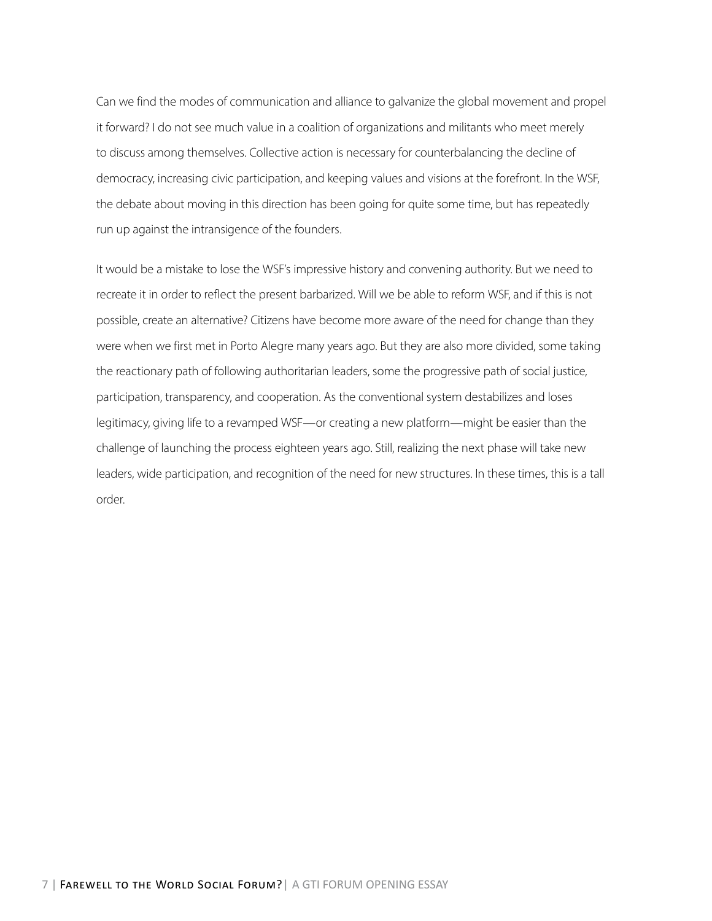Can we find the modes of communication and alliance to galvanize the global movement and propel it forward? I do not see much value in a coalition of organizations and militants who meet merely to discuss among themselves. Collective action is necessary for counterbalancing the decline of democracy, increasing civic participation, and keeping values and visions at the forefront. In the WSF, the debate about moving in this direction has been going for quite some time, but has repeatedly run up against the intransigence of the founders.

It would be a mistake to lose the WSF's impressive history and convening authority. But we need to recreate it in order to reflect the present barbarized. Will we be able to reform WSF, and if this is not possible, create an alternative? Citizens have become more aware of the need for change than they were when we first met in Porto Alegre many years ago. But they are also more divided, some taking the reactionary path of following authoritarian leaders, some the progressive path of social justice, participation, transparency, and cooperation. As the conventional system destabilizes and loses legitimacy, giving life to a revamped WSF—or creating a new platform—might be easier than the challenge of launching the process eighteen years ago. Still, realizing the next phase will take new leaders, wide participation, and recognition of the need for new structures. In these times, this is a tall order.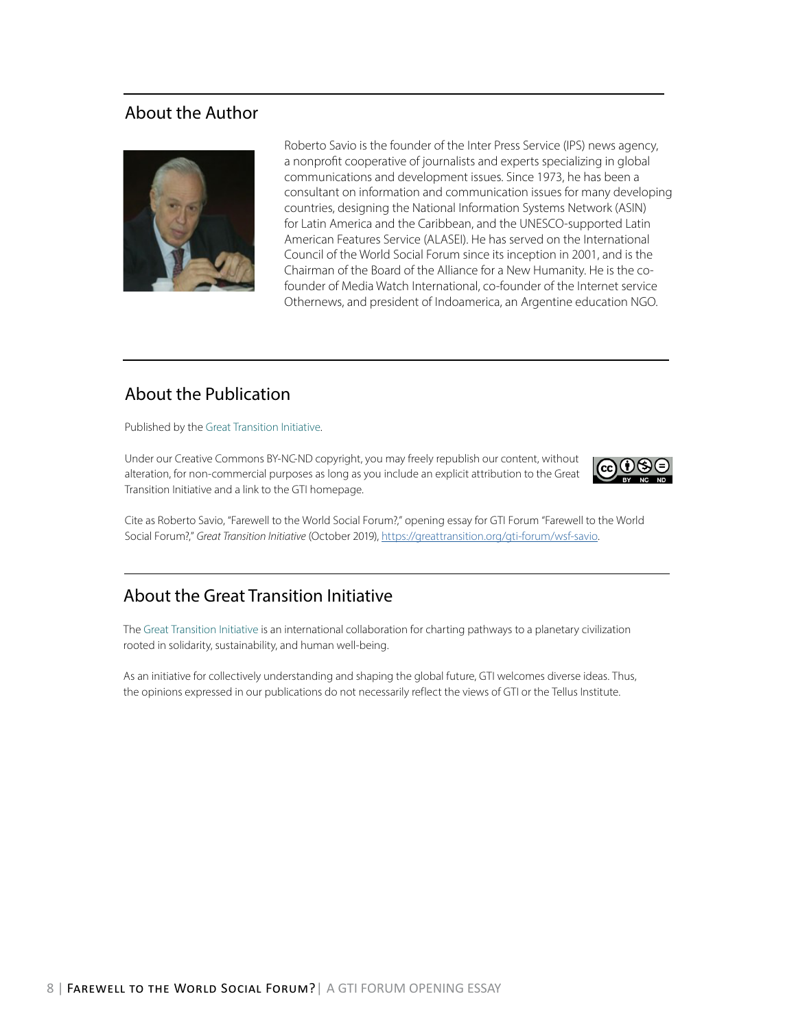## About the Author

Roberto Savio is the founder of the Inter Press Service (IPS) news agency, a nonprofit cooperative of journalists and experts specializing in global communications and development issues. Since 1973, he has been a consultant on information and communication issues for many developing countries, designing the National Information Systems Network (ASIN) for Latin America and the Caribbean, and the UNESCO-supported Latin American Features Service (ALASEI). He has served on the International Council of the World Social Forum since its inception in 2001, and is the Chairman of the Board of the Alliance for a New Humanity. He is the co-founder of Media Watch International, co-founder of the Internet service Othernews, and president of Indoamerica, an Argentine education NGO.

## About the Publication

Published by the Great Transition Initiative.

Under our Creative Commons BY-NC-ND copyright, you may freely republish our content, without alteration, for non-commercial purposes as long as you include an explicit attribution to the Great Transition Initiative and a link to the GTI homepage.

Cite as Roberto Savio, "Farewell to the World Social Forum?," opening essay for GTI Forum "Farewell to the World Social Forum?," *Great Transition Initiative* (October 2019), https://greattransition.org/gti-forum/wsf-savio.

## About the Great Transition Initiative

The Great Transition Initiative is an international collaboration for charting pathways to a planetary civilization rooted in solidarity, sustainability, and human well-being.

As an initiative for collectively understanding and shaping the global future, GTI welcomes diverse ideas. Thus, the opinions expressed in our publications do not necessarily reflect the views of GTI or the Tellus Institute.